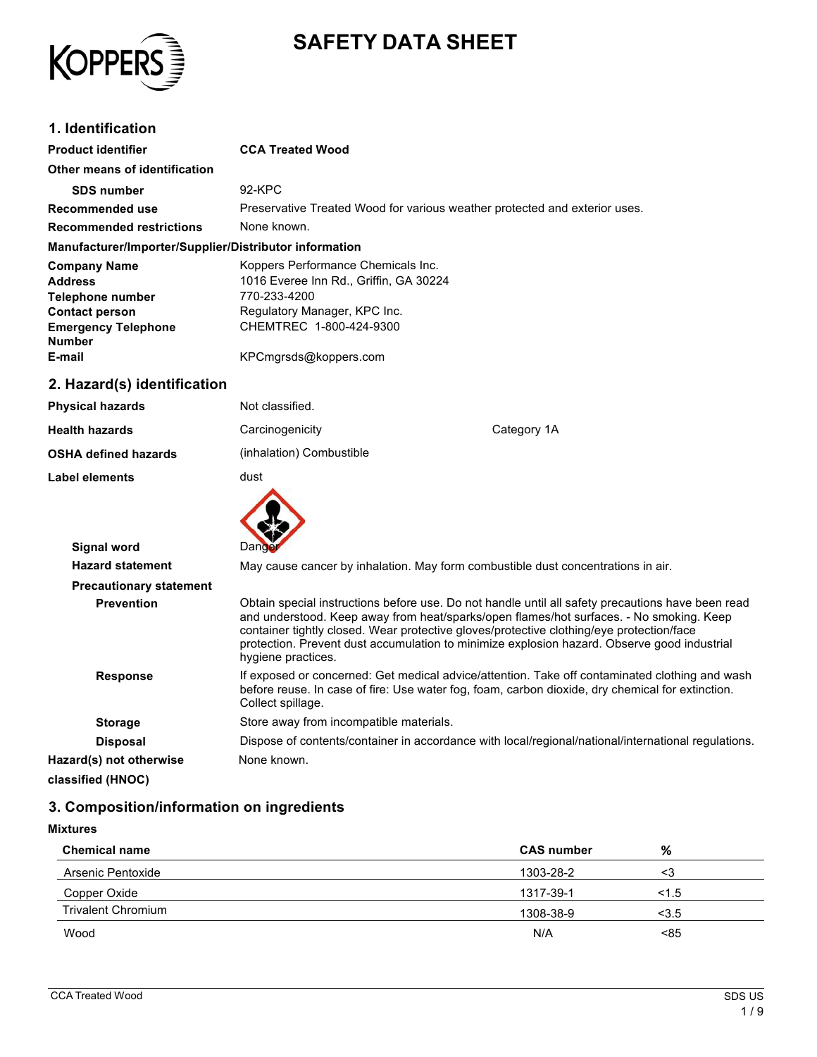# SAFETY DATA SHEET

## 1. Identification

| | |
|---|---|
| **Product identifier** | **CCA Treated Wood** |
| **Other means of identification** | |
| **SDS number** | 92-KPC |
| **Recommended use** | Preservative Treated Wood for various weather protected and exterior uses. |
| **Recommended restrictions** | None known. |

**Manufacturer/Importer/Supplier/Distributor information**

| | |
|---|---|
| **Company Name** | Koppers Performance Chemicals Inc. |
| **Address** | 1016 Everee Inn Rd., Griffin, GA 30224 |
| **Telephone number** | 770-233-4200 |
| **Contact person** | Regulatory Manager, KPC Inc. |
| **Emergency Telephone Number** | CHEMTREC 1-800-424-9300 |
| **E-mail** | KPCmgrsds@koppers.com |

## 2. Hazard(s) identification

| | | |
|---|---|---|
| **Physical hazards** | Not classified. | |
| **Health hazards** | Carcinogenicity | Category 1A |
| **OSHA defined hazards** | (inhalation) Combustible dust | |

**Label elements**

**Signal word** Danger

**Hazard statement** May cause cancer by inhalation. May form combustible dust concentrations in air.

**Precautionary statement**

**Prevention** Obtain special instructions before use. Do not handle until all safety precautions have been read and understood. Keep away from heat/sparks/open flames/hot surfaces. - No smoking. Keep container tightly closed. Wear protective gloves/protective clothing/eye protection/face protection. Prevent dust accumulation to minimize explosion hazard. Observe good industrial hygiene practices.

**Response** If exposed or concerned: Get medical advice/attention. Take off contaminated clothing and wash before reuse. In case of fire: Use water fog, foam, carbon dioxide, dry chemical for extinction. Collect spillage.

**Storage** Store away from incompatible materials.

**Disposal** Dispose of contents/container in accordance with local/regional/national/international regulations.

**Hazard(s) not otherwise classified (HNOC)** None known.

## 3. Composition/information on ingredients

**Mixtures**

| Chemical name | CAS number | % |
|---|---|---|
| Arsenic Pentoxide | 1303-28-2 | <3 |
| Copper Oxide | 1317-39-1 | <1.5 |
| Trivalent Chromium | 1308-38-9 | <3.5 |
| Wood | N/A | <85 |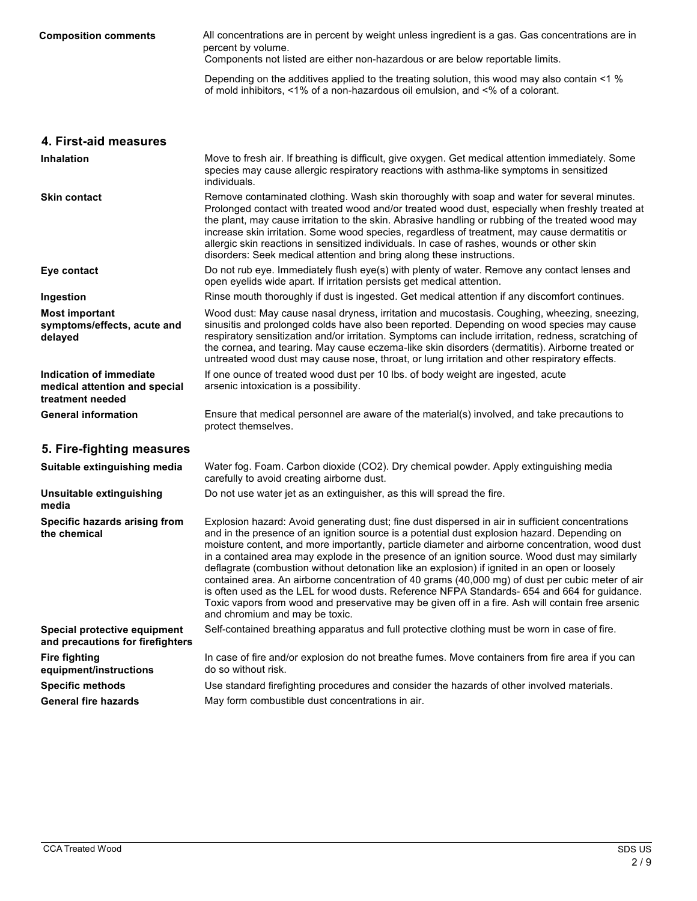**Composition comments**

All concentrations are in percent by weight unless ingredient is a gas. Gas concentrations are in percent by volume.
Components not listed are either non-hazardous or are below reportable limits.

Depending on the additives applied to the treating solution, this wood may also contain <1 % of mold inhibitors, <1% of a non-hazardous oil emulsion, and <% of a colorant.

## 4. First-aid measures

**Inhalation**

Move to fresh air. If breathing is difficult, give oxygen. Get medical attention immediately. Some species may cause allergic respiratory reactions with asthma-like symptoms in sensitized individuals.

**Skin contact**

Remove contaminated clothing. Wash skin thoroughly with soap and water for several minutes. Prolonged contact with treated wood and/or treated wood dust, especially when freshly treated at the plant, may cause irritation to the skin. Abrasive handling or rubbing of the treated wood may increase skin irritation. Some wood species, regardless of treatment, may cause dermatitis or allergic skin reactions in sensitized individuals. In case of rashes, wounds or other skin disorders: Seek medical attention and bring along these instructions.

**Eye contact**

Do not rub eye. Immediately flush eye(s) with plenty of water. Remove any contact lenses and open eyelids wide apart. If irritation persists get medical attention.

**Ingestion**

Rinse mouth thoroughly if dust is ingested. Get medical attention if any discomfort continues.

**Most important symptoms/effects, acute and delayed**

Wood dust: May cause nasal dryness, irritation and mucostasis. Coughing, wheezing, sneezing, sinusitis and prolonged colds have also been reported. Depending on wood species may cause respiratory sensitization and/or irritation. Symptoms can include irritation, redness, scratching of the cornea, and tearing. May cause eczema-like skin disorders (dermatitis). Airborne treated or untreated wood dust may cause nose, throat, or lung irritation and other respiratory effects.

**Indication of immediate medical attention and special treatment needed**

If one ounce of treated wood dust per 10 lbs. of body weight are ingested, acute arsenic intoxication is a possibility.

**General information**

Ensure that medical personnel are aware of the material(s) involved, and take precautions to protect themselves.

## 5. Fire-fighting measures

**Suitable extinguishing media**

Water fog. Foam. Carbon dioxide ($CO_2$). Dry chemical powder. Apply extinguishing media carefully to avoid creating airborne dust.

**Unsuitable extinguishing media**

Do not use water jet as an extinguisher, as this will spread the fire.

**Specific hazards arising from the chemical**

Explosion hazard: Avoid generating dust; fine dust dispersed in air in sufficient concentrations and in the presence of an ignition source is a potential dust explosion hazard. Depending on moisture content, and more importantly, particle diameter and airborne concentration, wood dust in a contained area may explode in the presence of an ignition source. Wood dust may similarly deflagrate (combustion without detonation like an explosion) if ignited in an open or loosely contained area. An airborne concentration of 40 grams (40,000 mg) of dust per cubic meter of air is often used as the LEL for wood dusts. Reference NFPA Standards- 654 and 664 for guidance. Toxic vapors from wood and preservative may be given off in a fire. Ash will contain free arsenic and chromium and may be toxic.

**Special protective equipment and precautions for firefighters**

Self-contained breathing apparatus and full protective clothing must be worn in case of fire.

**Fire fighting equipment/instructions**

In case of fire and/or explosion do not breathe fumes. Move containers from fire area if you can do so without risk.

**Specific methods**

Use standard firefighting procedures and consider the hazards of other involved materials.

**General fire hazards**

May form combustible dust concentrations in air.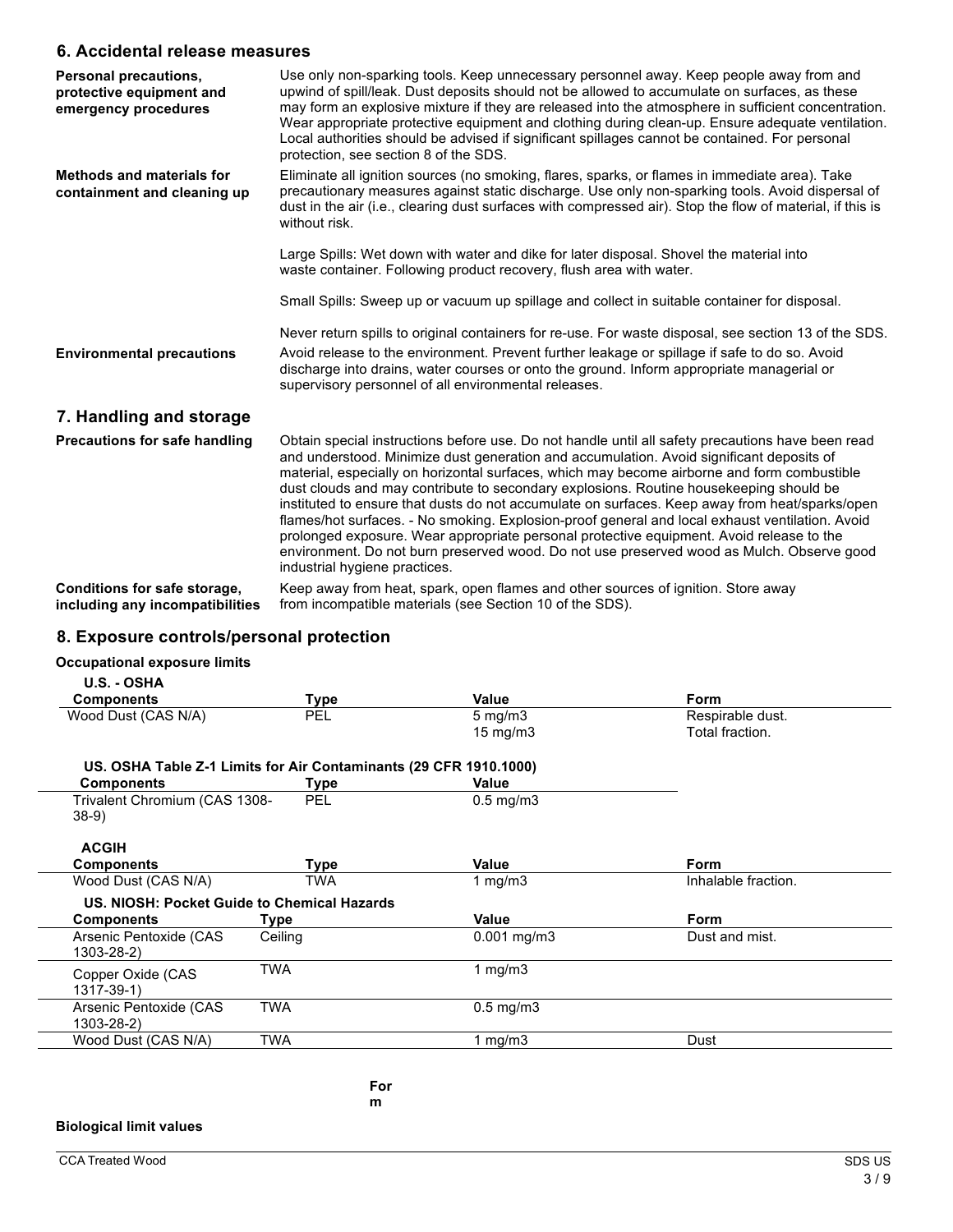## 6. Accidental release measures

**Personal precautions, protective equipment and emergency procedures**

Use only non-sparking tools. Keep unnecessary personnel away. Keep people away from and upwind of spill/leak. Dust deposits should not be allowed to accumulate on surfaces, as these may form an explosive mixture if they are released into the atmosphere in sufficient concentration. Wear appropriate protective equipment and clothing during clean-up. Ensure adequate ventilation. Local authorities should be advised if significant spillages cannot be contained. For personal protection, see section 8 of the SDS.

**Methods and materials for containment and cleaning up**

Eliminate all ignition sources (no smoking, flares, sparks, or flames in immediate area). Take precautionary measures against static discharge. Use only non-sparking tools. Avoid dispersal of dust in the air (i.e., clearing dust surfaces with compressed air). Stop the flow of material, if this is without risk.

Large Spills: Wet down with water and dike for later disposal. Shovel the material into waste container. Following product recovery, flush area with water.

Small Spills: Sweep up or vacuum up spillage and collect in suitable container for disposal.

Never return spills to original containers for re-use. For waste disposal, see section 13 of the SDS.

**Environmental precautions**

Avoid release to the environment. Prevent further leakage or spillage if safe to do so. Avoid discharge into drains, water courses or onto the ground. Inform appropriate managerial or supervisory personnel of all environmental releases.

## 7. Handling and storage

**Precautions for safe handling**

Obtain special instructions before use. Do not handle until all safety precautions have been read and understood. Minimize dust generation and accumulation. Avoid significant deposits of material, especially on horizontal surfaces, which may become airborne and form combustible dust clouds and may contribute to secondary explosions. Routine housekeeping should be instituted to ensure that dusts do not accumulate on surfaces. Keep away from heat/sparks/open flames/hot surfaces. - No smoking. Explosion-proof general and local exhaust ventilation. Avoid prolonged exposure. Wear appropriate personal protective equipment. Avoid release to the environment. Do not burn preserved wood. Do not use preserved wood as Mulch. Observe good industrial hygiene practices.

**Conditions for safe storage, including any incompatibilities**

Keep away from heat, spark, open flames and other sources of ignition. Store away from incompatible materials (see Section 10 of the SDS).

## 8. Exposure controls/personal protection

**Occupational exposure limits**

**U.S. - OSHA**

| Components | Type | Value | Form |
|---|---|---|---|
| Wood Dust (CAS N/A) | PEL | 5 mg/m3 | Respirable dust. |
| | | 15 mg/m3 | Total fraction. |

**US. OSHA Table Z-1 Limits for Air Contaminants (29 CFR 1910.1000)**

| Components | Type | Value |
|---|---|---|
| Trivalent Chromium (CAS 1308-38-9) | PEL | 0.5 mg/m3 |

**ACGIH**

| Components | Type | Value | Form |
|---|---|---|---|
| Wood Dust (CAS N/A) | TWA | 1 mg/m3 | Inhalable fraction. |

**US. NIOSH: Pocket Guide to Chemical Hazards**

| Components | Type | Value | Form |
|---|---|---|---|
| Arsenic Pentoxide (CAS 1303-28-2) | Ceiling | 0.001 mg/m3 | Dust and mist. |
| Copper Oxide (CAS 1317-39-1) | TWA | 1 mg/m3 | |
| Arsenic Pentoxide (CAS 1303-28-2) | TWA | 0.5 mg/m3 | |
| Wood Dust (CAS N/A) | TWA | 1 mg/m3 | Dust |

For
m

**Biological limit values**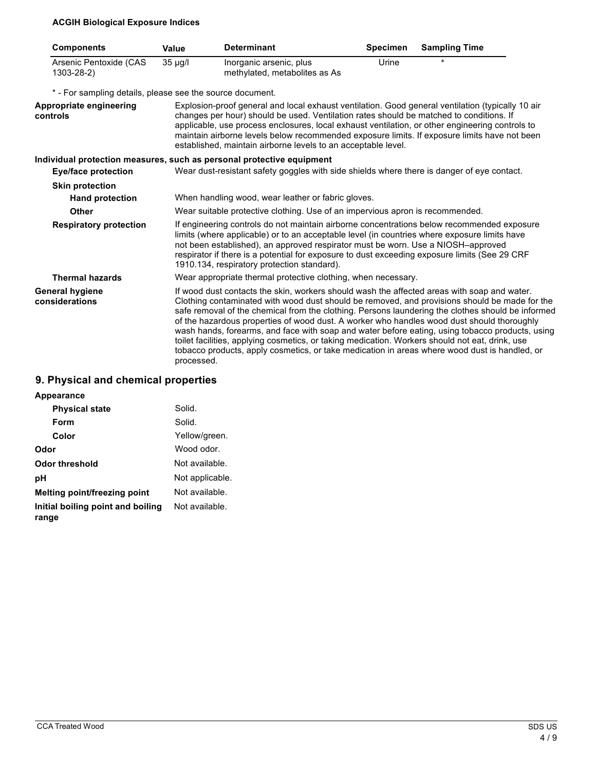**ACGIH Biological Exposure Indices**

| Components | Value | Determinant | Specimen | Sampling Time |
| --- | --- | --- | --- | --- |
| Arsenic Pentoxide (CAS 1303-28-2) | 35 µg/l | Inorganic arsenic, plus methylated, metabolites as As | Urine | * |

\* - For sampling details, please see the source document.

**Appropriate engineering controls**

Explosion-proof general and local exhaust ventilation. Good general ventilation (typically 10 air changes per hour) should be used. Ventilation rates should be matched to conditions. If applicable, use process enclosures, local exhaust ventilation, or other engineering controls to maintain airborne levels below recommended exposure limits. If exposure limits have not been established, maintain airborne levels to an acceptable level.

**Individual protection measures, such as personal protective equipment**

**Eye/face protection**

Wear dust-resistant safety goggles with side shields where there is danger of eye contact.

**Skin protection**

**Hand protection**

When handling wood, wear leather or fabric gloves.

**Other**

Wear suitable protective clothing. Use of an impervious apron is recommended.

**Respiratory protection**

If engineering controls do not maintain airborne concentrations below recommended exposure limits (where applicable) or to an acceptable level (in countries where exposure limits have not been established), an approved respirator must be worn. Use a NIOSH–approved respirator if there is a potential for exposure to dust exceeding exposure limits (See 29 CRF 1910.134, respiratory protection standard).

**Thermal hazards**

Wear appropriate thermal protective clothing, when necessary.

**General hygiene considerations**

If wood dust contacts the skin, workers should wash the affected areas with soap and water. Clothing contaminated with wood dust should be removed, and provisions should be made for the safe removal of the chemical from the clothing. Persons laundering the clothes should be informed of the hazardous properties of wood dust. A worker who handles wood dust should thoroughly wash hands, forearms, and face with soap and water before eating, using tobacco products, using toilet facilities, applying cosmetics, or taking medication. Workers should not eat, drink, use tobacco products, apply cosmetics, or take medication in areas where wood dust is handled, or processed.

## 9. Physical and chemical properties

**Appearance**

| | |
| --- | --- |
| **Physical state** | Solid. |
| **Form** | Solid. |
| **Color** | Yellow/green. |
| **Odor** | Wood odor. |
| **Odor threshold** | Not available. |
| **pH** | Not applicable. |
| **Melting point/freezing point** | Not available. |
| **Initial boiling point and boiling range** | Not available. |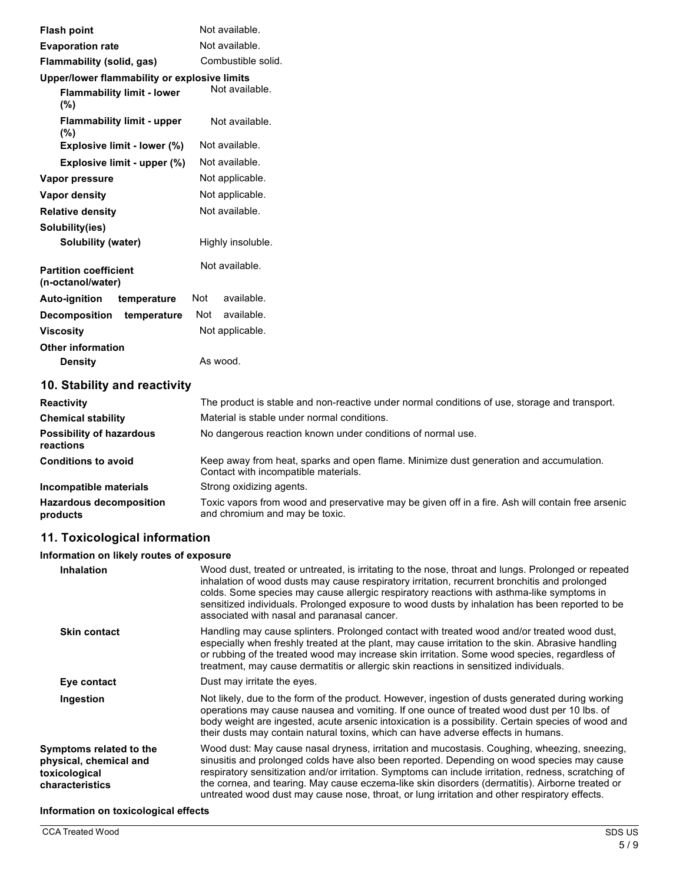| | |
|---|---|
| **Flash point** | Not available. |
| **Evaporation rate** | Not available. |
| **Flammability (solid, gas)** | Combustible solid. |
| **Upper/lower flammability or explosive limits** | |
| **Flammability limit - lower (%)** | Not available. |
| **Flammability limit - upper (%)** | Not available. |
| **Explosive limit - lower (%)** | Not available. |
| **Explosive limit - upper (%)** | Not available. |
| **Vapor pressure** | Not applicable. |
| **Vapor density** | Not applicable. |
| **Relative density** | Not available. |
| **Solubility(ies)** | |
| **Solubility (water)** | Highly insoluble. |
| **Partition coefficient (n-octanol/water)** | Not available. |
| **Auto-ignition temperature** | Not available. |
| **Decomposition temperature** | Not available. |
| **Viscosity** | Not applicable. |
| **Other information** | |
| **Density** | As wood. |

## 10. Stability and reactivity

| | |
|---|---|
| **Reactivity** | The product is stable and non-reactive under normal conditions of use, storage and transport. |
| **Chemical stability** | Material is stable under normal conditions. |
| **Possibility of hazardous reactions** | No dangerous reaction known under conditions of normal use. |
| **Conditions to avoid** | Keep away from heat, sparks and open flame. Minimize dust generation and accumulation. Contact with incompatible materials. |
| **Incompatible materials** | Strong oxidizing agents. |
| **Hazardous decomposition products** | Toxic vapors from wood and preservative may be given off in a fire. Ash will contain free arsenic and chromium and may be toxic. |

## 11. Toxicological information

**Information on likely routes of exposure**

| | |
|---|---|
| **Inhalation** | Wood dust, treated or untreated, is irritating to the nose, throat and lungs. Prolonged or repeated inhalation of wood dusts may cause respiratory irritation, recurrent bronchitis and prolonged colds. Some species may cause allergic respiratory reactions with asthma-like symptoms in sensitized individuals. Prolonged exposure to wood dusts by inhalation has been reported to be associated with nasal and paranasal cancer. |
| **Skin contact** | Handling may cause splinters. Prolonged contact with treated wood and/or treated wood dust, especially when freshly treated at the plant, may cause irritation to the skin. Abrasive handling or rubbing of the treated wood may increase skin irritation. Some wood species, regardless of treatment, may cause dermatitis or allergic skin reactions in sensitized individuals. |
| **Eye contact** | Dust may irritate the eyes. |
| **Ingestion** | Not likely, due to the form of the product. However, ingestion of dusts generated during working operations may cause nausea and vomiting. If one ounce of treated wood dust per 10 lbs. of body weight are ingested, acute arsenic intoxication is a possibility. Certain species of wood and their dusts may contain natural toxins, which can have adverse effects in humans. |
| **Symptoms related to the physical, chemical and toxicological characteristics** | Wood dust: May cause nasal dryness, irritation and mucostasis. Coughing, wheezing, sneezing, sinusitis and prolonged colds have also been reported. Depending on wood species may cause respiratory sensitization and/or irritation. Symptoms can include irritation, redness, scratching of the cornea, and tearing. May cause eczema-like skin disorders (dermatitis). Airborne treated or untreated wood dust may cause nose, throat, or lung irritation and other respiratory effects. |

**Information on toxicological effects**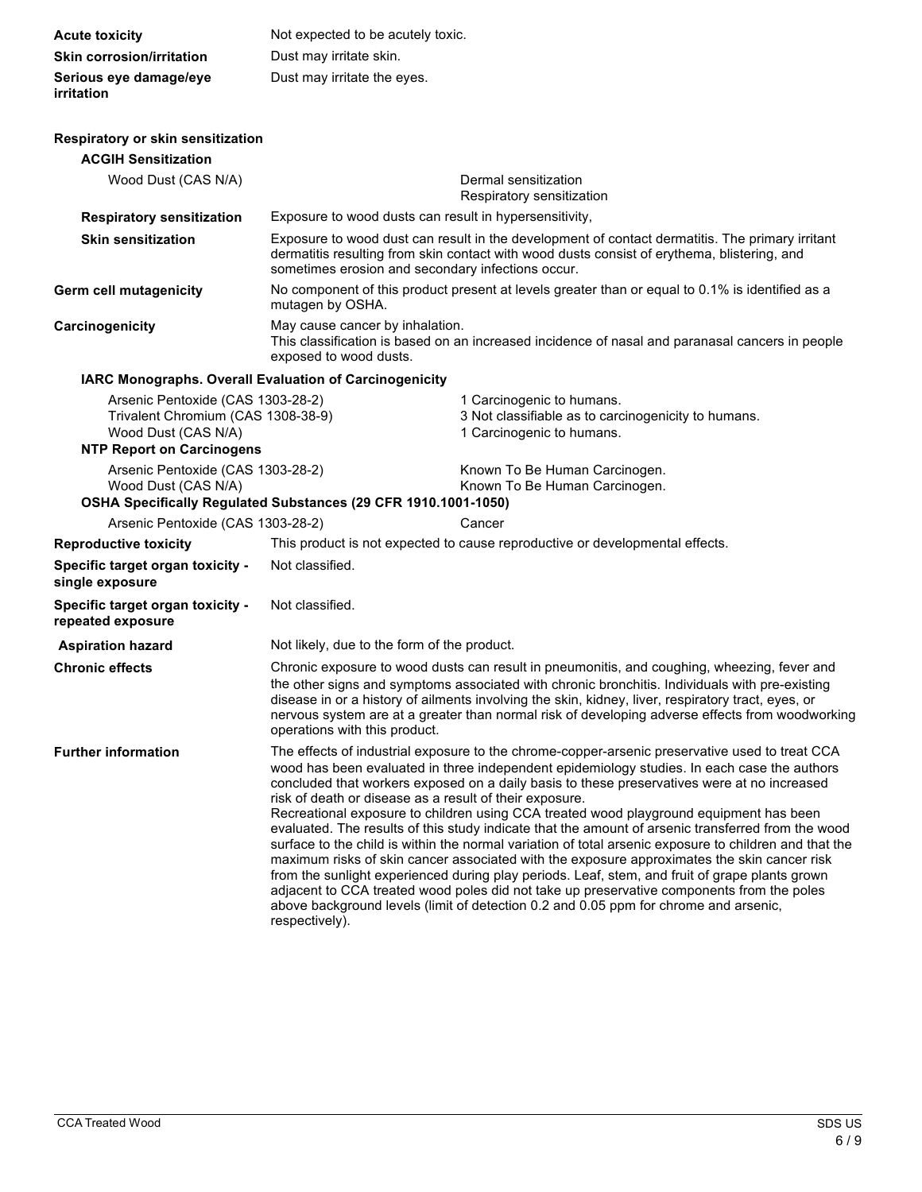**Acute toxicity** Not expected to be acutely toxic.

**Skin corrosion/irritation** Dust may irritate skin.

**Serious eye damage/eye irritation** Dust may irritate the eyes.

**Respiratory or skin sensitization**

**ACGIH Sensitization**

| | |
|---|---|
| Wood Dust (CAS N/A) | Dermal sensitization<br>Respiratory sensitization |

**Respiratory sensitization** Exposure to wood dusts can result in hypersensitivity,

**Skin sensitization** Exposure to wood dust can result in the development of contact dermatitis. The primary irritant dermatitis resulting from skin contact with wood dusts consist of erythema, blistering, and sometimes erosion and secondary infections occur.

**Germ cell mutagenicity** No component of this product present at levels greater than or equal to 0.1% is identified as a mutagen by OSHA.

**Carcinogenicity** May cause cancer by inhalation.
This classification is based on an increased incidence of nasal and paranasal cancers in people exposed to wood dusts.

**IARC Monographs. Overall Evaluation of Carcinogenicity**

| | |
|---|---|
| Arsenic Pentoxide (CAS 1303-28-2) | 1 Carcinogenic to humans. |
| Trivalent Chromium (CAS 1308-38-9) | 3 Not classifiable as to carcinogenicity to humans. |
| Wood Dust (CAS N/A) | 1 Carcinogenic to humans. |

**NTP Report on Carcinogens**

| | |
|---|---|
| Arsenic Pentoxide (CAS 1303-28-2) | Known To Be Human Carcinogen. |
| Wood Dust (CAS N/A) | Known To Be Human Carcinogen. |

**OSHA Specifically Regulated Substances (29 CFR 1910.1001-1050)**

| | |
|---|---|
| Arsenic Pentoxide (CAS 1303-28-2) | Cancer |

**Reproductive toxicity** This product is not expected to cause reproductive or developmental effects.

**Specific target organ toxicity - single exposure** Not classified.

**Specific target organ toxicity - repeated exposure** Not classified.

**Aspiration hazard** Not likely, due to the form of the product.

**Chronic effects** Chronic exposure to wood dusts can result in pneumonitis, and coughing, wheezing, fever and the other signs and symptoms associated with chronic bronchitis. Individuals with pre-existing disease in or a history of ailments involving the skin, kidney, liver, respiratory tract, eyes, or nervous system are at a greater than normal risk of developing adverse effects from woodworking operations with this product.

**Further information** The effects of industrial exposure to the chrome-copper-arsenic preservative used to treat CCA wood has been evaluated in three independent epidemiology studies. In each case the authors concluded that workers exposed on a daily basis to these preservatives were at no increased risk of death or disease as a result of their exposure.
Recreational exposure to children using CCA treated wood playground equipment has been evaluated. The results of this study indicate that the amount of arsenic transferred from the wood surface to the child is within the normal variation of total arsenic exposure to children and that the maximum risks of skin cancer associated with the exposure approximates the skin cancer risk from the sunlight experienced during play periods. Leaf, stem, and fruit of grape plants grown adjacent to CCA treated wood poles did not take up preservative components from the poles above background levels (limit of detection 0.2 and 0.05 ppm for chrome and arsenic, respectively).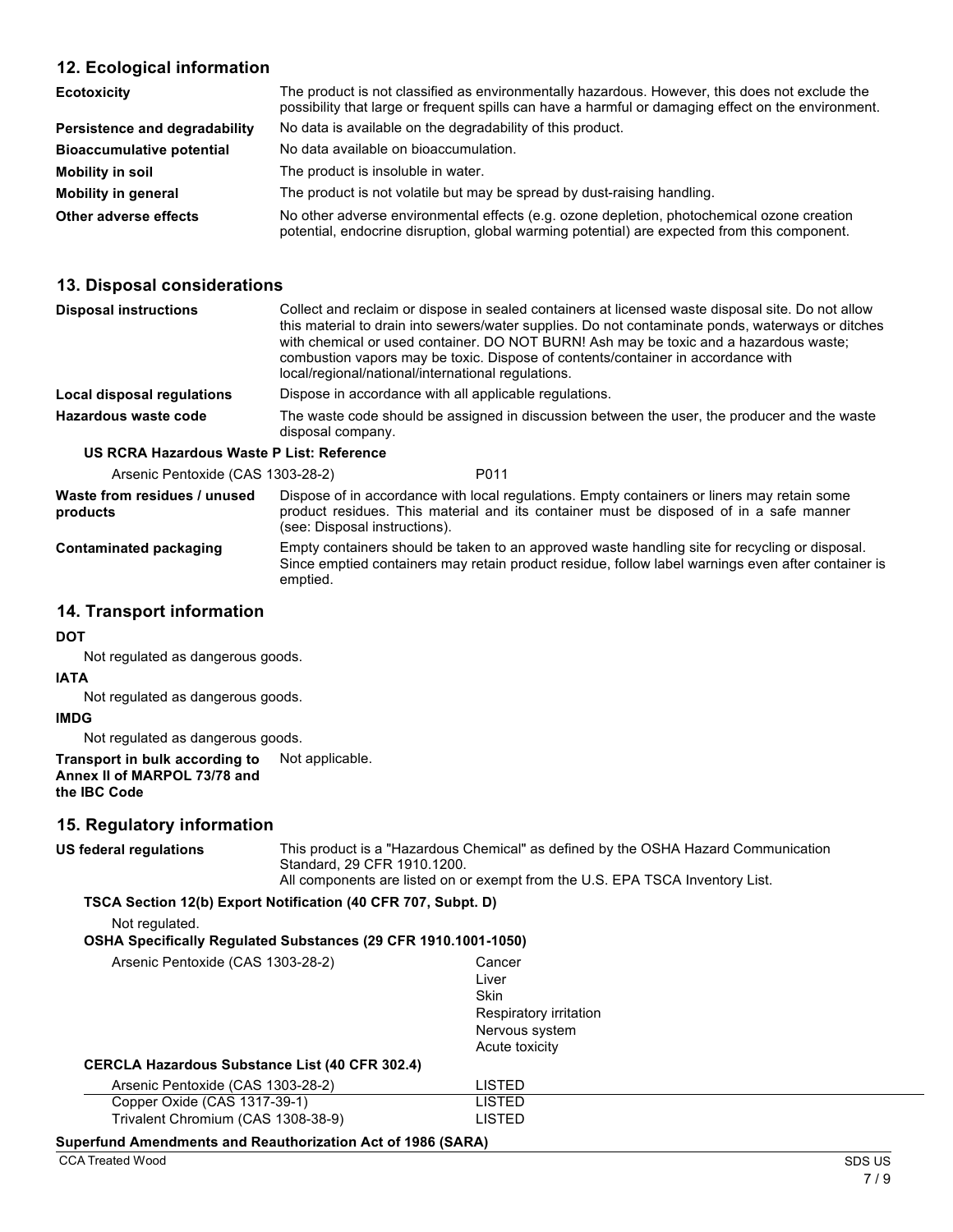## 12. Ecological information

| | |
|---|---|
| **Ecotoxicity** | The product is not classified as environmentally hazardous. However, this does not exclude the possibility that large or frequent spills can have a harmful or damaging effect on the environment. |
| **Persistence and degradability** | No data is available on the degradability of this product. |
| **Bioaccumulative potential** | No data available on bioaccumulation. |
| **Mobility in soil** | The product is insoluble in water. |
| **Mobility in general** | The product is not volatile but may be spread by dust-raising handling. |
| **Other adverse effects** | No other adverse environmental effects (e.g. ozone depletion, photochemical ozone creation potential, endocrine disruption, global warming potential) are expected from this component. |

## 13. Disposal considerations

| | |
|---|---|
| **Disposal instructions** | Collect and reclaim or dispose in sealed containers at licensed waste disposal site. Do not allow this material to drain into sewers/water supplies. Do not contaminate ponds, waterways or ditches with chemical or used container. DO NOT BURN! Ash may be toxic and a hazardous waste; combustion vapors may be toxic. Dispose of contents/container in accordance with local/regional/national/international regulations. |
| **Local disposal regulations** | Dispose in accordance with all applicable regulations. |
| **Hazardous waste code** | The waste code should be assigned in discussion between the user, the producer and the waste disposal company. |

**US RCRA Hazardous Waste P List: Reference**

| | |
|---|---|
| Arsenic Pentoxide (CAS 1303-28-2) | P011 |

| | |
|---|---|
| **Waste from residues / unused products** | Dispose of in accordance with local regulations. Empty containers or liners may retain some product residues. This material and its container must be disposed of in a safe manner (see: Disposal instructions). |
| **Contaminated packaging** | Empty containers should be taken to an approved waste handling site for recycling or disposal. Since emptied containers may retain product residue, follow label warnings even after container is emptied. |

## 14. Transport information

**DOT**

Not regulated as dangerous goods.

**IATA**

Not regulated as dangerous goods.

**IMDG**

Not regulated as dangerous goods.

**Transport in bulk according to Annex II of MARPOL 73/78 and the IBC Code** Not applicable.

## 15. Regulatory information

**US federal regulations** This product is a "Hazardous Chemical" as defined by the OSHA Hazard Communication Standard, 29 CFR 1910.1200.
All components are listed on or exempt from the U.S. EPA TSCA Inventory List.

**TSCA Section 12(b) Export Notification (40 CFR 707, Subpt. D)**

Not regulated.

**OSHA Specifically Regulated Substances (29 CFR 1910.1001-1050)**

| | |
|---|---|
| Arsenic Pentoxide (CAS 1303-28-2) | Cancer<br>Liver<br>Skin<br>Respiratory irritation<br>Nervous system<br>Acute toxicity |

**CERCLA Hazardous Substance List (40 CFR 302.4)**

| | |
|---|---|
| Arsenic Pentoxide (CAS 1303-28-2) | LISTED |
| Copper Oxide (CAS 1317-39-1) | LISTED |
| Trivalent Chromium (CAS 1308-38-9) | LISTED |

**Superfund Amendments and Reauthorization Act of 1986 (SARA)**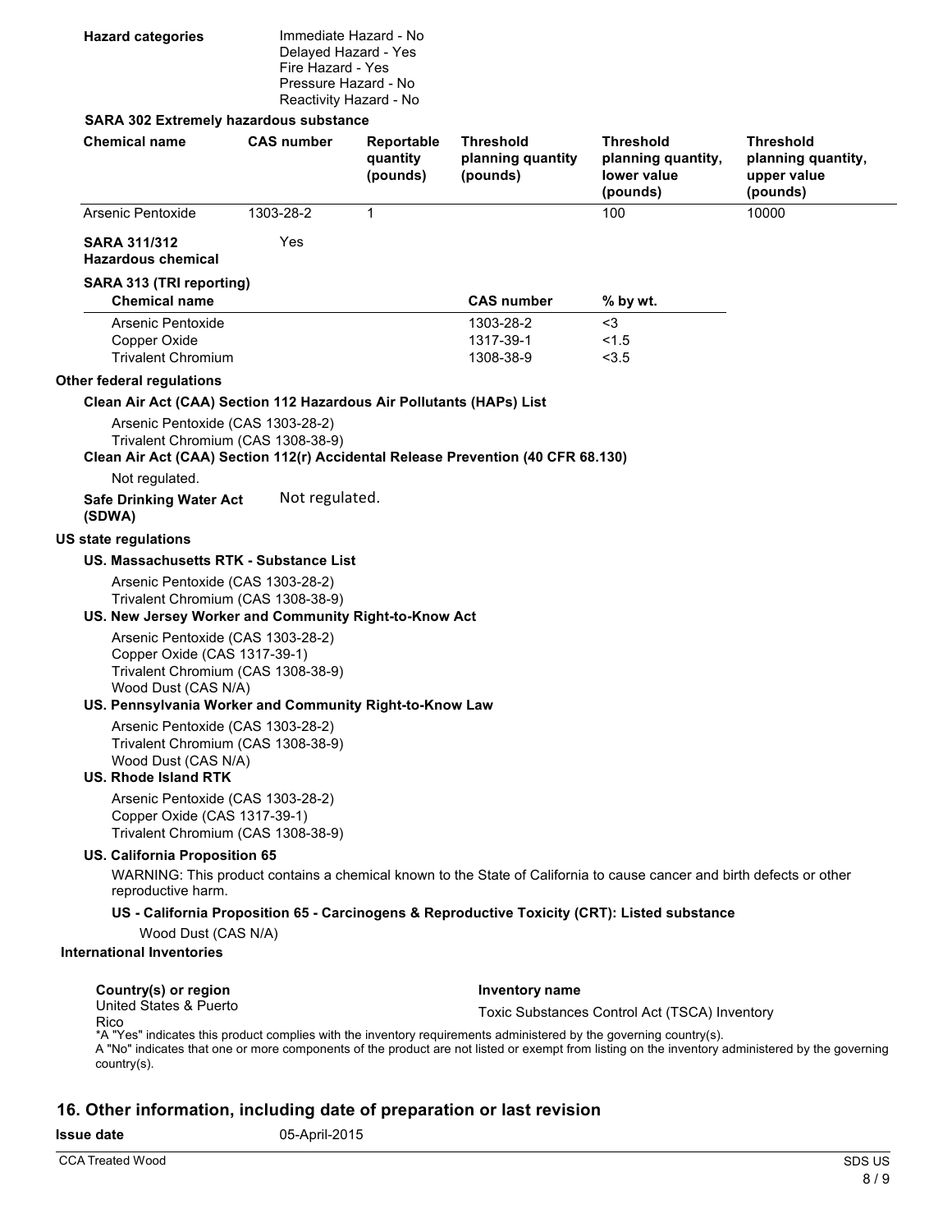**Hazard categories**

Immediate Hazard - No
Delayed Hazard - Yes
Fire Hazard - Yes
Pressure Hazard - No
Reactivity Hazard - No

**SARA 302 Extremely hazardous substance**

| Chemical name | CAS number | Reportable quantity (pounds) | Threshold planning quantity (pounds) | Threshold planning quantity, lower value (pounds) | Threshold planning quantity, upper value (pounds) |
|---|---|---|---|---|---|
| Arsenic Pentoxide | 1303-28-2 | 1 | | 100 | 10000 |

**SARA 311/312 Hazardous chemical** Yes

**SARA 313 (TRI reporting)**

| Chemical name | CAS number | % by wt. |
|---|---|---|
| Arsenic Pentoxide | 1303-28-2 | <3 |
| Copper Oxide | 1317-39-1 | <1.5 |
| Trivalent Chromium | 1308-38-9 | <3.5 |

**Other federal regulations**

**Clean Air Act (CAA) Section 112 Hazardous Air Pollutants (HAPs) List**

Arsenic Pentoxide (CAS 1303-28-2)
Trivalent Chromium (CAS 1308-38-9)

**Clean Air Act (CAA) Section 112(r) Accidental Release Prevention (40 CFR 68.130)**

Not regulated.

**Safe Drinking Water Act (SDWA)** Not regulated.

**US state regulations**

**US. Massachusetts RTK - Substance List**

Arsenic Pentoxide (CAS 1303-28-2)
Trivalent Chromium (CAS 1308-38-9)

**US. New Jersey Worker and Community Right-to-Know Act**

Arsenic Pentoxide (CAS 1303-28-2)
Copper Oxide (CAS 1317-39-1)
Trivalent Chromium (CAS 1308-38-9)
Wood Dust (CAS N/A)

**US. Pennsylvania Worker and Community Right-to-Know Law**

Arsenic Pentoxide (CAS 1303-28-2)
Trivalent Chromium (CAS 1308-38-9)
Wood Dust (CAS N/A)

**US. Rhode Island RTK**

Arsenic Pentoxide (CAS 1303-28-2)
Copper Oxide (CAS 1317-39-1)
Trivalent Chromium (CAS 1308-38-9)

**US. California Proposition 65**

WARNING: This product contains a chemical known to the State of California to cause cancer and birth defects or other reproductive harm.

**US - California Proposition 65 - Carcinogens & Reproductive Toxicity (CRT): Listed substance**

Wood Dust (CAS N/A)

**International Inventories**

| Country(s) or region | Inventory name |
|---|---|
| United States & Puerto Rico | Toxic Substances Control Act (TSCA) Inventory |

*A "Yes" indicates this product complies with the inventory requirements administered by the governing country(s).
A "No" indicates that one or more components of the product are not listed or exempt from listing on the inventory administered by the governing country(s).

## 16. Other information, including date of preparation or last revision

**Issue date** 05-April-2015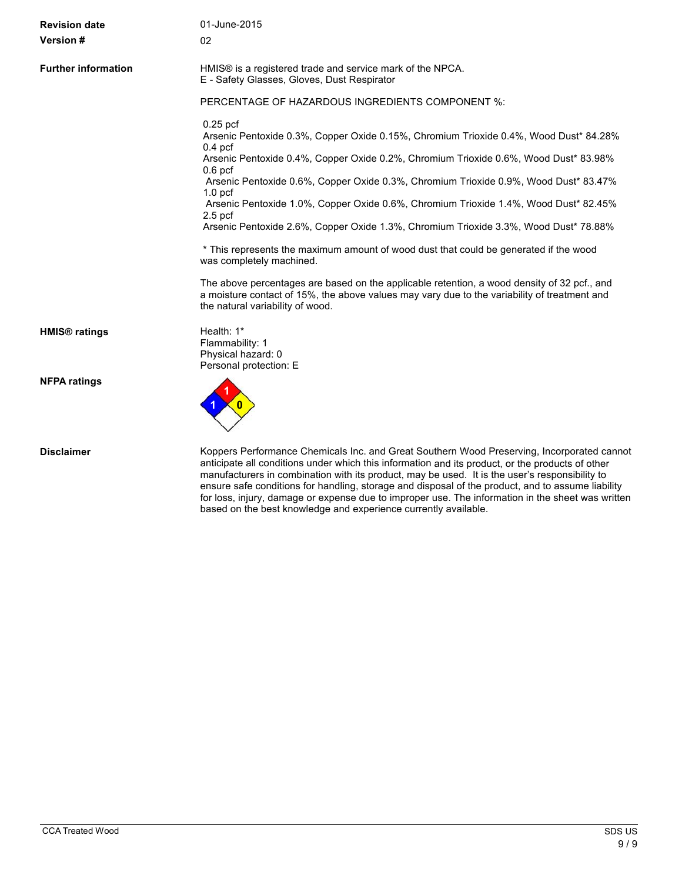**Revision date** 01-June-2015

**Version #** 02

**Further information**

HMIS® is a registered trade and service mark of the NPCA.
E - Safety Glasses, Gloves, Dust Respirator

PERCENTAGE OF HAZARDOUS INGREDIENTS COMPONENT %:

0.25 pcf
Arsenic Pentoxide 0.3%, Copper Oxide 0.15%, Chromium Trioxide 0.4%, Wood Dust* 84.28%
0.4 pcf
Arsenic Pentoxide 0.4%, Copper Oxide 0.2%, Chromium Trioxide 0.6%, Wood Dust* 83.98%
0.6 pcf
Arsenic Pentoxide 0.6%, Copper Oxide 0.3%, Chromium Trioxide 0.9%, Wood Dust* 83.47%
1.0 pcf
Arsenic Pentoxide 1.0%, Copper Oxide 0.6%, Chromium Trioxide 1.4%, Wood Dust* 82.45%
2.5 pcf
Arsenic Pentoxide 2.6%, Copper Oxide 1.3%, Chromium Trioxide 3.3%, Wood Dust* 78.88%

* This represents the maximum amount of wood dust that could be generated if the wood was completely machined.

The above percentages are based on the applicable retention, a wood density of 32 pcf., and a moisture contact of 15%, the above values may vary due to the variability of treatment and the natural variability of wood.

**HMIS® ratings**

Health: 1*
Flammability: 1
Physical hazard: 0
Personal protection: E

**NFPA ratings**

1
1
0

**Disclaimer**

Koppers Performance Chemicals Inc. and Great Southern Wood Preserving, Incorporated cannot anticipate all conditions under which this information and its product, or the products of other manufacturers in combination with its product, may be used. It is the user's responsibility to ensure safe conditions for handling, storage and disposal of the product, and to assume liability for loss, injury, damage or expense due to improper use. The information in the sheet was written based on the best knowledge and experience currently available.